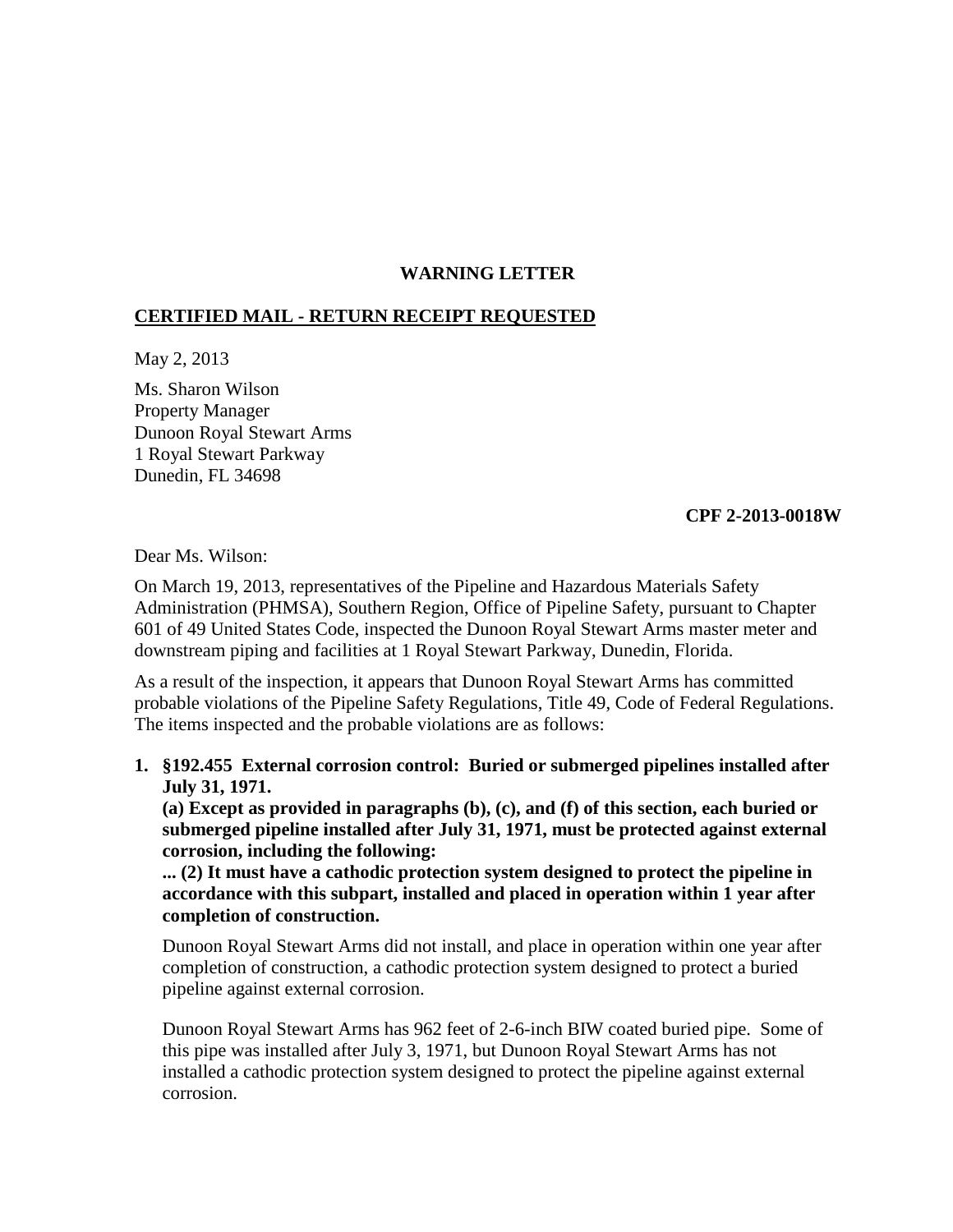**WARNING LETTER**

**CERTIFIED MAIL - RETURN RECEIPT REQUESTED**

May 2, 2013

Ms. Sharon Wilson
Property Manager
Dunoon Royal Stewart Arms
1 Royal Stewart Parkway
Dunedin, FL 34698

**CPF 2-2013-0018W**

Dear Ms. Wilson:

On March 19, 2013, representatives of the Pipeline and Hazardous Materials Safety Administration (PHMSA), Southern Region, Office of Pipeline Safety, pursuant to Chapter 601 of 49 United States Code, inspected the Dunoon Royal Stewart Arms master meter and downstream piping and facilities at 1 Royal Stewart Parkway, Dunedin, Florida.

As a result of the inspection, it appears that Dunoon Royal Stewart Arms has committed probable violations of the Pipeline Safety Regulations, Title 49, Code of Federal Regulations. The items inspected and the probable violations are as follows:

1. **§192.455 External corrosion control: Buried or submerged pipelines installed after July 31, 1971.**
   **(a) Except as provided in paragraphs (b), (c), and (f) of this section, each buried or submerged pipeline installed after July 31, 1971, must be protected against external corrosion, including the following:**
   **... (2) It must have a cathodic protection system designed to protect the pipeline in accordance with this subpart, installed and placed in operation within 1 year after completion of construction.**

   Dunoon Royal Stewart Arms did not install, and place in operation within one year after completion of construction, a cathodic protection system designed to protect a buried pipeline against external corrosion.

   Dunoon Royal Stewart Arms has 962 feet of 2-6-inch BIW coated buried pipe. Some of this pipe was installed after July 3, 1971, but Dunoon Royal Stewart Arms has not installed a cathodic protection system designed to protect the pipeline against external corrosion.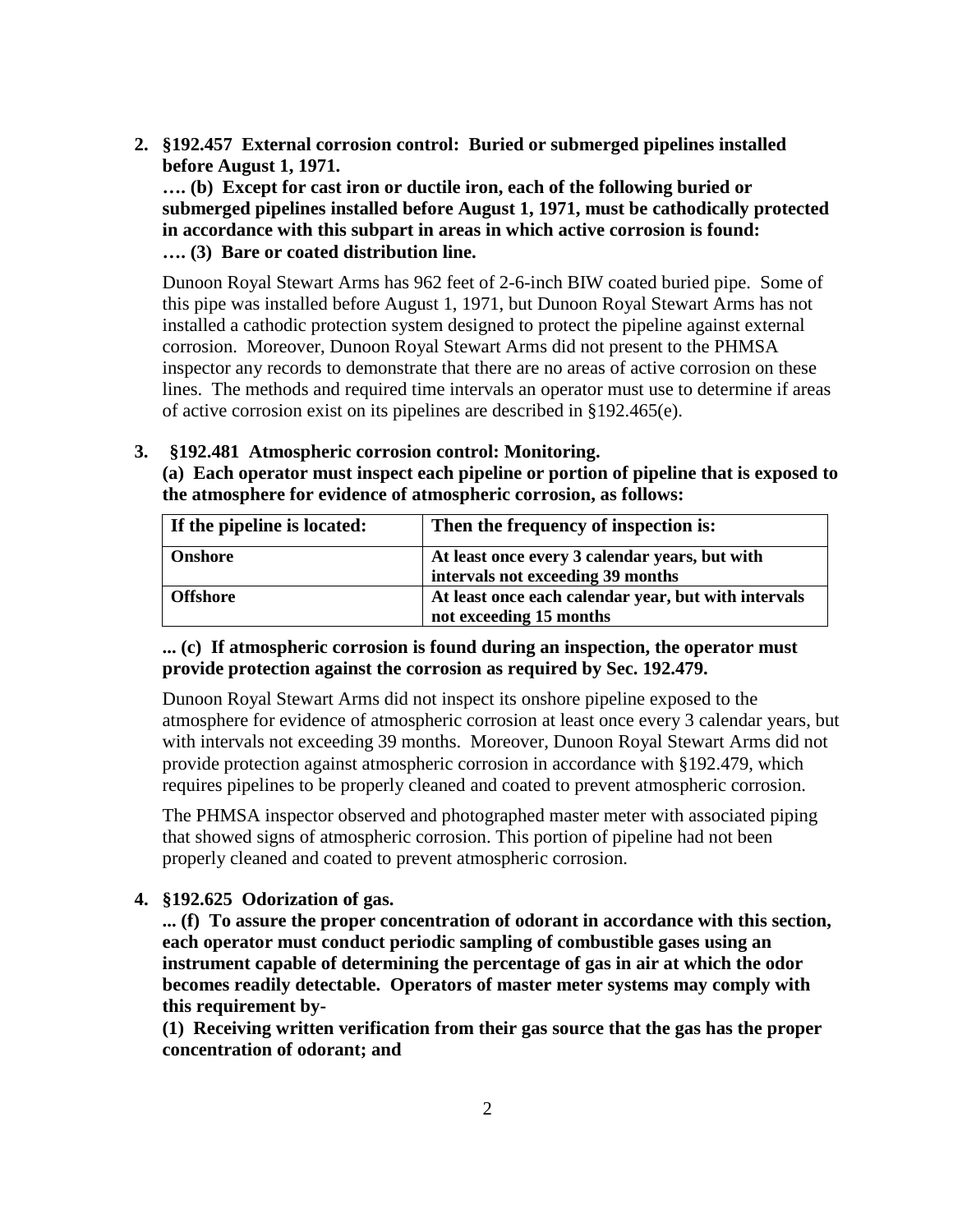**2. §192.457 External corrosion control: Buried or submerged pipelines installed before August 1, 1971.**

**…. (b) Except for cast iron or ductile iron, each of the following buried or submerged pipelines installed before August 1, 1971, must be cathodically protected in accordance with this subpart in areas in which active corrosion is found:**

**…. (3) Bare or coated distribution line.**

Dunoon Royal Stewart Arms has 962 feet of 2-6-inch BIW coated buried pipe. Some of this pipe was installed before August 1, 1971, but Dunoon Royal Stewart Arms has not installed a cathodic protection system designed to protect the pipeline against external corrosion. Moreover, Dunoon Royal Stewart Arms did not present to the PHMSA inspector any records to demonstrate that there are no areas of active corrosion on these lines. The methods and required time intervals an operator must use to determine if areas of active corrosion exist on its pipelines are described in §192.465(e).

**3. §192.481 Atmospheric corrosion control: Monitoring.**

**(a) Each operator must inspect each pipeline or portion of pipeline that is exposed to the atmosphere for evidence of atmospheric corrosion, as follows:**

| If the pipeline is located: | Then the frequency of inspection is: |
|---|---|
| Onshore | At least once every 3 calendar years, but with intervals not exceeding 39 months |
| Offshore | At least once each calendar year, but with intervals not exceeding 15 months |

**... (c) If atmospheric corrosion is found during an inspection, the operator must provide protection against the corrosion as required by Sec. 192.479.**

Dunoon Royal Stewart Arms did not inspect its onshore pipeline exposed to the atmosphere for evidence of atmospheric corrosion at least once every 3 calendar years, but with intervals not exceeding 39 months. Moreover, Dunoon Royal Stewart Arms did not provide protection against atmospheric corrosion in accordance with §192.479, which requires pipelines to be properly cleaned and coated to prevent atmospheric corrosion.

The PHMSA inspector observed and photographed master meter with associated piping that showed signs of atmospheric corrosion. This portion of pipeline had not been properly cleaned and coated to prevent atmospheric corrosion.

**4. §192.625 Odorization of gas.**

**... (f) To assure the proper concentration of odorant in accordance with this section, each operator must conduct periodic sampling of combustible gases using an instrument capable of determining the percentage of gas in air at which the odor becomes readily detectable. Operators of master meter systems may comply with this requirement by-**

**(1) Receiving written verification from their gas source that the gas has the proper concentration of odorant; and**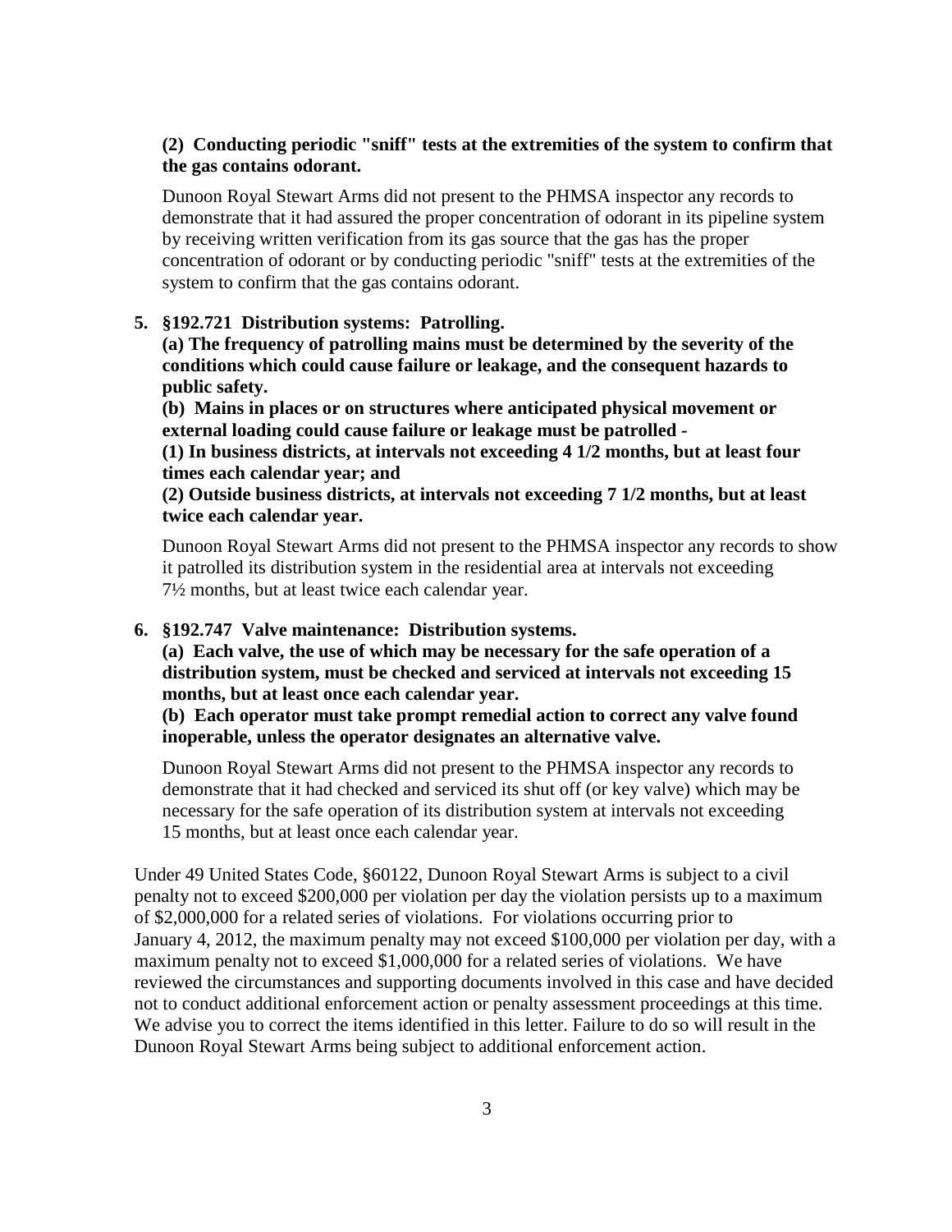**(2) Conducting periodic "sniff" tests at the extremities of the system to confirm that the gas contains odorant.**

Dunoon Royal Stewart Arms did not present to the PHMSA inspector any records to demonstrate that it had assured the proper concentration of odorant in its pipeline system by receiving written verification from its gas source that the gas has the proper concentration of odorant or by conducting periodic "sniff" tests at the extremities of the system to confirm that the gas contains odorant.

5. **§192.721 Distribution systems: Patrolling.**
   **(a) The frequency of patrolling mains must be determined by the severity of the conditions which could cause failure or leakage, and the consequent hazards to public safety.**
   **(b) Mains in places or on structures where anticipated physical movement or external loading could cause failure or leakage must be patrolled -**
   **(1) In business districts, at intervals not exceeding 4 1/2 months, but at least four times each calendar year; and**
   **(2) Outside business districts, at intervals not exceeding 7 1/2 months, but at least twice each calendar year.**

   Dunoon Royal Stewart Arms did not present to the PHMSA inspector any records to show it patrolled its distribution system in the residential area at intervals not exceeding 7½ months, but at least twice each calendar year.

6. **§192.747 Valve maintenance: Distribution systems.**
   **(a) Each valve, the use of which may be necessary for the safe operation of a distribution system, must be checked and serviced at intervals not exceeding 15 months, but at least once each calendar year.**
   **(b) Each operator must take prompt remedial action to correct any valve found inoperable, unless the operator designates an alternative valve.**

   Dunoon Royal Stewart Arms did not present to the PHMSA inspector any records to demonstrate that it had checked and serviced its shut off (or key valve) which may be necessary for the safe operation of its distribution system at intervals not exceeding 15 months, but at least once each calendar year.

Under 49 United States Code, §60122, Dunoon Royal Stewart Arms is subject to a civil penalty not to exceed $200,000 per violation per day the violation persists up to a maximum of $2,000,000 for a related series of violations. For violations occurring prior to January 4, 2012, the maximum penalty may not exceed $100,000 per violation per day, with a maximum penalty not to exceed $1,000,000 for a related series of violations. We have reviewed the circumstances and supporting documents involved in this case and have decided not to conduct additional enforcement action or penalty assessment proceedings at this time. We advise you to correct the items identified in this letter. Failure to do so will result in the Dunoon Royal Stewart Arms being subject to additional enforcement action.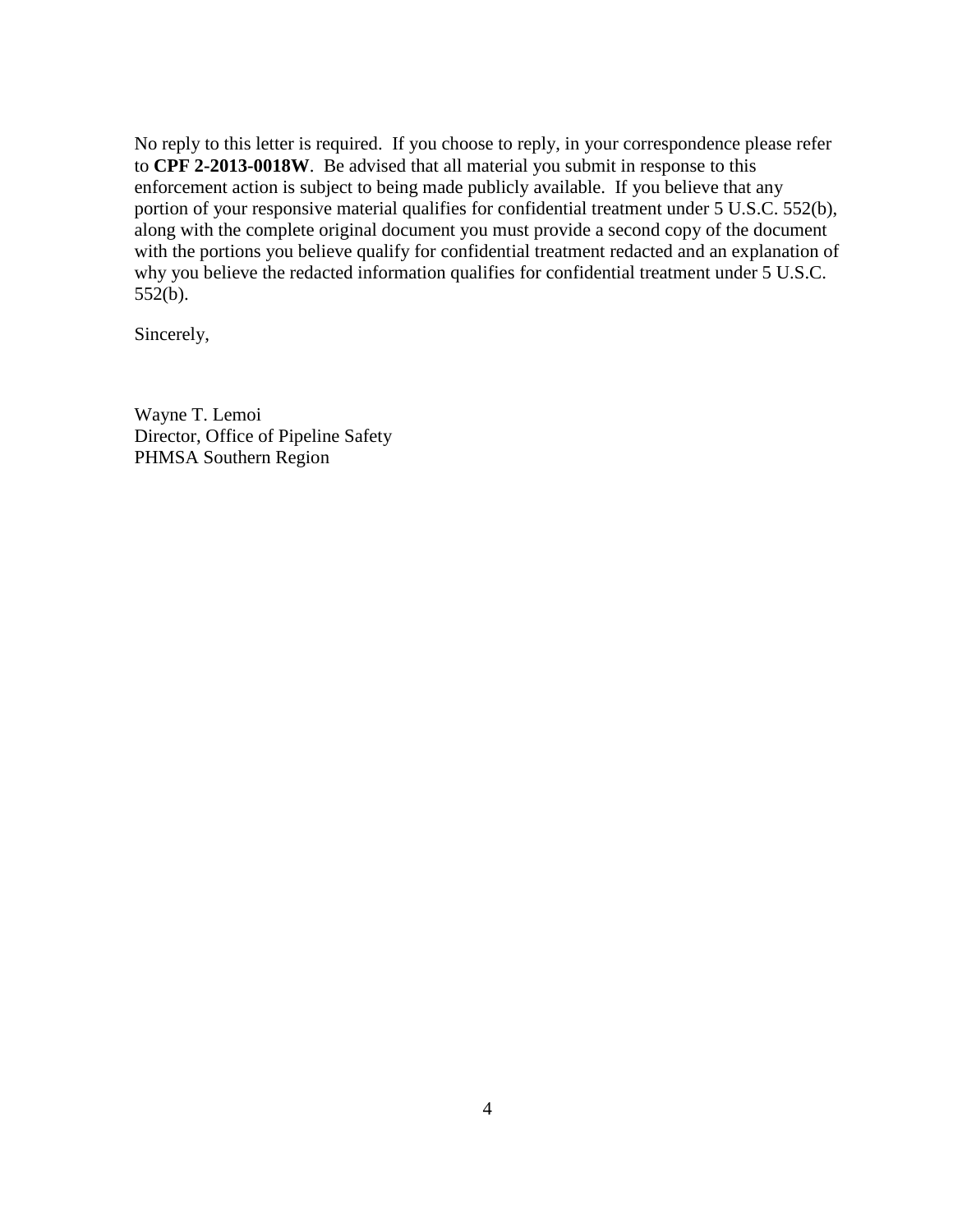No reply to this letter is required. If you choose to reply, in your correspondence please refer to **CPF 2-2013-0018W**. Be advised that all material you submit in response to this enforcement action is subject to being made publicly available. If you believe that any portion of your responsive material qualifies for confidential treatment under 5 U.S.C. 552(b), along with the complete original document you must provide a second copy of the document with the portions you believe qualify for confidential treatment redacted and an explanation of why you believe the redacted information qualifies for confidential treatment under 5 U.S.C. 552(b).

Sincerely,

Wayne T. Lemoi
Director, Office of Pipeline Safety
PHMSA Southern Region